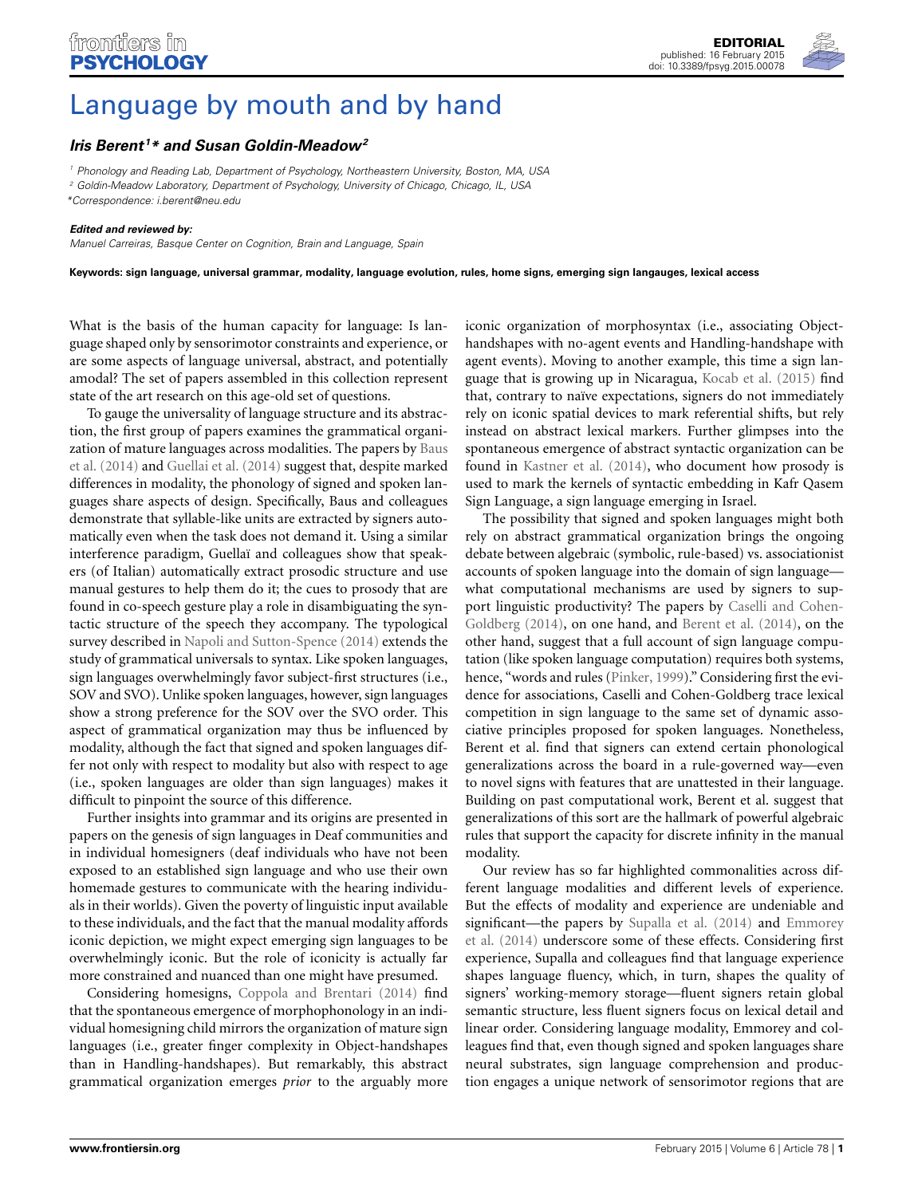# Language by mouth and by hand

***Iris Berent[1]* and Susan Goldin-Meadow[2]***

[1] Phonology and Reading Lab, Department of Psychology, Northeastern University, Boston, MA, USA

[2] Goldin-Meadow Laboratory, Department of Psychology, University of Chicago, Chicago, IL, USA

*Correspondence: i.berent@neu.edu

**Edited and reviewed by:**

Manuel Carreiras, Basque Center on Cognition, Brain and Language, Spain

**Keywords: sign language, universal grammar, modality, language evolution, rules, home signs, emerging sign langauges, lexical access**

What is the basis of the human capacity for language: Is language shaped only by sensorimotor constraints and experience, or are some aspects of language universal, abstract, and potentially amodal? The set of papers assembled in this collection represent state of the art research on this age-old set of questions.

To gauge the universality of language structure and its abstraction, the first group of papers examines the grammatical organization of mature languages across modalities. The papers by Baus et al. (2014) and Guellai et al. (2014) suggest that, despite marked differences in modality, the phonology of signed and spoken languages share aspects of design. Specifically, Baus and colleagues demonstrate that syllable-like units are extracted by signers automatically even when the task does not demand it. Using a similar interference paradigm, Guellaï and colleagues show that speakers (of Italian) automatically extract prosodic structure and use manual gestures to help them do it; the cues to prosody that are found in co-speech gesture play a role in disambiguating the syntactic structure of the speech they accompany. The typological survey described in Napoli and Sutton-Spence (2014) extends the study of grammatical universals to syntax. Like spoken languages, sign languages overwhelmingly favor subject-first structures (i.e., SOV and SVO). Unlike spoken languages, however, sign languages show a strong preference for the SOV over the SVO order. This aspect of grammatical organization may thus be influenced by modality, although the fact that signed and spoken languages differ not only with respect to modality but also with respect to age (i.e., spoken languages are older than sign languages) makes it difficult to pinpoint the source of this difference.

Further insights into grammar and its origins are presented in papers on the genesis of sign languages in Deaf communities and in individual homesigners (deaf individuals who have not been exposed to an established sign language and who use their own homemade gestures to communicate with the hearing individuals in their worlds). Given the poverty of linguistic input available to these individuals, and the fact that the manual modality affords iconic depiction, we might expect emerging sign languages to be overwhelmingly iconic. But the role of iconicity is actually far more constrained and nuanced than one might have presumed.

Considering homesigns, Coppola and Brentari (2014) find that the spontaneous emergence of morphophonology in an individual homesigning child mirrors the organization of mature sign languages (i.e., greater finger complexity in Object-handshapes than in Handling-handshapes). But remarkably, this abstract grammatical organization emerges *prior* to the arguably more iconic organization of morphosyntax (i.e., associating Object-handshapes with no-agent events and Handling-handshape with agent events). Moving to another example, this time a sign language that is growing up in Nicaragua, Kocab et al. (2015) find that, contrary to naïve expectations, signers do not immediately rely on iconic spatial devices to mark referential shifts, but rely instead on abstract lexical markers. Further glimpses into the spontaneous emergence of abstract syntactic organization can be found in Kastner et al. (2014), who document how prosody is used to mark the kernels of syntactic embedding in Kafr Qasem Sign Language, a sign language emerging in Israel.

The possibility that signed and spoken languages might both rely on abstract grammatical organization brings the ongoing debate between algebraic (symbolic, rule-based) vs. associationist accounts of spoken language into the domain of sign language—what computational mechanisms are used by signers to support linguistic productivity? The papers by Caselli and Cohen-Goldberg (2014), on one hand, and Berent et al. (2014), on the other hand, suggest that a full account of sign language computation (like spoken language computation) requires both systems, hence, "words and rules (Pinker, 1999)." Considering first the evidence for associations, Caselli and Cohen-Goldberg trace lexical competition in sign language to the same set of dynamic associative principles proposed for spoken languages. Nonetheless, Berent et al. find that signers can extend certain phonological generalizations across the board in a rule-governed way—even to novel signs with features that are unattested in their language. Building on past computational work, Berent et al. suggest that generalizations of this sort are the hallmark of powerful algebraic rules that support the capacity for discrete infinity in the manual modality.

Our review has so far highlighted commonalities across different language modalities and different levels of experience. But the effects of modality and experience are undeniable and significant—the papers by Supalla et al. (2014) and Emmorey et al. (2014) underscore some of these effects. Considering first experience, Supalla and colleagues find that language experience shapes language fluency, which, in turn, shapes the quality of signers' working-memory storage—fluent signers retain global semantic structure, less fluent signers focus on lexical detail and linear order. Considering language modality, Emmorey and colleagues find that, even though signed and spoken languages share neural substrates, sign language comprehension and production engages a unique network of sensorimotor regions that are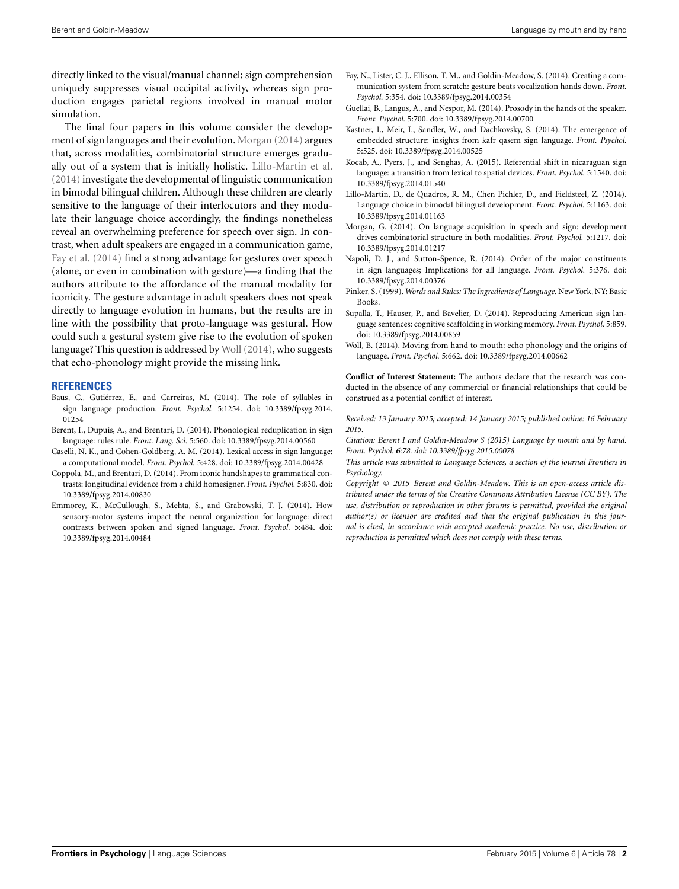directly linked to the visual/manual channel; sign comprehension uniquely suppresses visual occipital activity, whereas sign production engages parietal regions involved in manual motor simulation.

The final four papers in this volume consider the development of sign languages and their evolution. Morgan (2014) argues that, across modalities, combinatorial structure emerges gradually out of a system that is initially holistic. Lillo-Martin et al. (2014) investigate the developmental of linguistic communication in bimodal bilingual children. Although these children are clearly sensitive to the language of their interlocutors and they modulate their language choice accordingly, the findings nonetheless reveal an overwhelming preference for speech over sign. In contrast, when adult speakers are engaged in a communication game, Fay et al. (2014) find a strong advantage for gestures over speech (alone, or even in combination with gesture)—a finding that the authors attribute to the affordance of the manual modality for iconicity. The gesture advantage in adult speakers does not speak directly to language evolution in humans, but the results are in line with the possibility that proto-language was gestural. How could such a gestural system give rise to the evolution of spoken language? This question is addressed by Woll (2014), who suggests that echo-phonology might provide the missing link.

## REFERENCES

Baus, C., Gutiérrez, E., and Carreiras, M. (2014). The role of syllables in sign language production. *Front. Psychol.* 5:1254. doi: 10.3389/fpsyg.2014.01254

Berent, I., Dupuis, A., and Brentari, D. (2014). Phonological reduplication in sign language: rules rule. *Front. Lang. Sci.* 5:560. doi: 10.3389/fpsyg.2014.00560

Caselli, N. K., and Cohen-Goldberg, A. M. (2014). Lexical access in sign language: a computational model. *Front. Psychol.* 5:428. doi: 10.3389/fpsyg.2014.00428

Coppola, M., and Brentari, D. (2014). From iconic handshapes to grammatical contrasts: longitudinal evidence from a child homesigner. *Front. Psychol.* 5:830. doi: 10.3389/fpsyg.2014.00830

Emmorey, K., McCullough, S., Mehta, S., and Grabowski, T. J. (2014). How sensory-motor systems impact the neural organization for language: direct contrasts between spoken and signed language. *Front. Psychol.* 5:484. doi: 10.3389/fpsyg.2014.00484

Fay, N., Lister, C. J., Ellison, T. M., and Goldin-Meadow, S. (2014). Creating a communication system from scratch: gesture beats vocalization hands down. *Front. Psychol.* 5:354. doi: 10.3389/fpsyg.2014.00354

Guellai, B., Langus, A., and Nespor, M. (2014). Prosody in the hands of the speaker. *Front. Psychol.* 5:700. doi: 10.3389/fpsyg.2014.00700

Kastner, I., Meir, I., Sandler, W., and Dachkovsky, S. (2014). The emergence of embedded structure: insights from kafr qasem sign language. *Front. Psychol.* 5:525. doi: 10.3389/fpsyg.2014.00525

Kocab, A., Pyers, J., and Senghas, A. (2015). Referential shift in nicaraguan sign language: a transition from lexical to spatial devices. *Front. Psychol.* 5:1540. doi: 10.3389/fpsyg.2014.01540

Lillo-Martin, D., de Quadros, R. M., Chen Pichler, D., and Fieldsteel, Z. (2014). Language choice in bimodal bilingual development. *Front. Psychol.* 5:1163. doi: 10.3389/fpsyg.2014.01163

Morgan, G. (2014). On language acquisition in speech and sign: development drives combinatorial structure in both modalities. *Front. Psychol.* 5:1217. doi: 10.3389/fpsyg.2014.01217

Napoli, D. J., and Sutton-Spence, R. (2014). Order of the major constituents in sign languages; Implications for all language. *Front. Psychol.* 5:376. doi: 10.3389/fpsyg.2014.00376

Pinker, S. (1999). *Words and Rules: The Ingredients of Language*. New York, NY: Basic Books.

Supalla, T., Hauser, P., and Bavelier, D. (2014). Reproducing American sign language sentences: cognitive scaffolding in working memory. *Front. Psychol.* 5:859. doi: 10.3389/fpsyg.2014.00859

Woll, B. (2014). Moving from hand to mouth: echo phonology and the origins of language. *Front. Psychol.* 5:662. doi: 10.3389/fpsyg.2014.00662

**Conflict of Interest Statement:** The authors declare that the research was conducted in the absence of any commercial or financial relationships that could be construed as a potential conflict of interest.

*Received: 13 January 2015; accepted: 14 January 2015; published online: 16 February 2015.*

*Citation: Berent I and Goldin-Meadow S (2015) Language by mouth and by hand. Front. Psychol.* ***6****:78. doi: 10.3389/fpsyg.2015.00078*

*This article was submitted to Language Sciences, a section of the journal Frontiers in Psychology.*

*Copyright © 2015 Berent and Goldin-Meadow. This is an open-access article distributed under the terms of the Creative Commons Attribution License (CC BY). The use, distribution or reproduction in other forums is permitted, provided the original author(s) or licensor are credited and that the original publication in this journal is cited, in accordance with accepted academic practice. No use, distribution or reproduction is permitted which does not comply with these terms.*